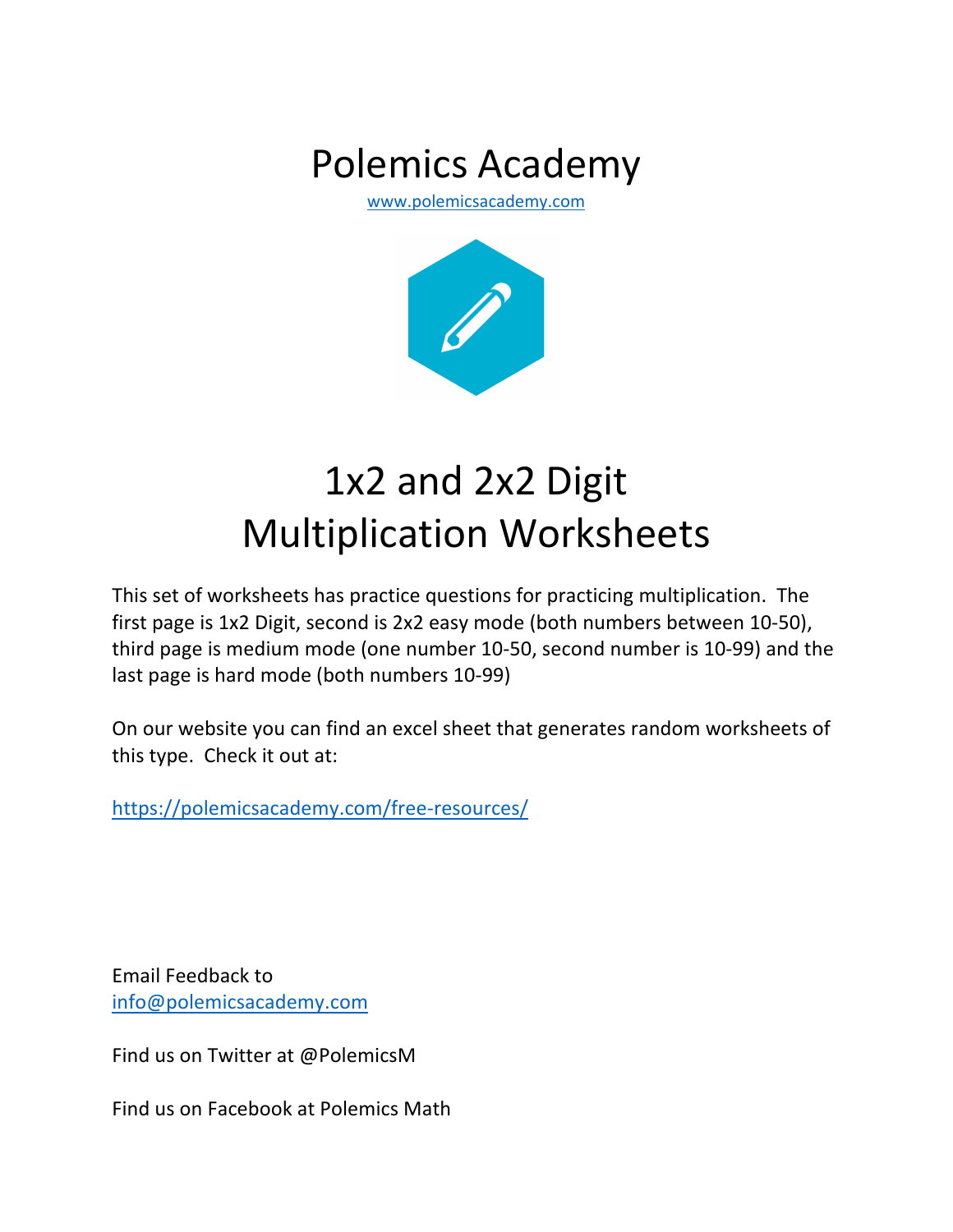# Polemics Academy

www.polemicsacademy.com

# 1x2 and 2x2 Digit Multiplication Worksheets

This set of worksheets has practice questions for practicing multiplication. The first page is 1x2 Digit, second is 2x2 easy mode (both numbers between 10-50), third page is medium mode (one number 10-50, second number is 10-99) and the last page is hard mode (both numbers 10-99)

On our website you can find an excel sheet that generates random worksheets of this type. Check it out at:

https://polemicsacademy.com/free-resources/

Email Feedback to
info@polemicsacademy.com

Find us on Twitter at @PolemicsM

Find us on Facebook at Polemics Math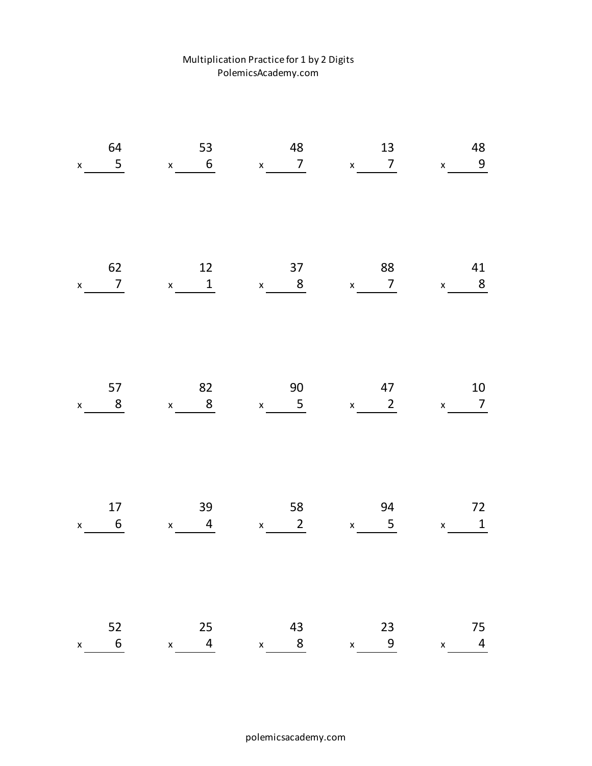Multiplication Practice for 1 by 2 Digits
PolemicsAcademy.com

| | | | | |
|---|---|---|---|---|
| $\begin{array}{r} 64 \\ \times \quad 5 \\ \hline \end{array}$ | $\begin{array}{r} 53 \\ \times \quad 6 \\ \hline \end{array}$ | $\begin{array}{r} 48 \\ \times \quad 7 \\ \hline \end{array}$ | $\begin{array}{r} 13 \\ \times \quad 7 \\ \hline \end{array}$ | $\begin{array}{r} 48 \\ \times \quad 9 \\ \hline \end{array}$ |
| $\begin{array}{r} 62 \\ \times \quad 7 \\ \hline \end{array}$ | $\begin{array}{r} 12 \\ \times \quad 1 \\ \hline \end{array}$ | $\begin{array}{r} 37 \\ \times \quad 8 \\ \hline \end{array}$ | $\begin{array}{r} 88 \\ \times \quad 7 \\ \hline \end{array}$ | $\begin{array}{r} 41 \\ \times \quad 8 \\ \hline \end{array}$ |
| $\begin{array}{r} 57 \\ \times \quad 8 \\ \hline \end{array}$ | $\begin{array}{r} 82 \\ \times \quad 8 \\ \hline \end{array}$ | $\begin{array}{r} 90 \\ \times \quad 5 \\ \hline \end{array}$ | $\begin{array}{r} 47 \\ \times \quad 2 \\ \hline \end{array}$ | $\begin{array}{r} 10 \\ \times \quad 7 \\ \hline \end{array}$ |
| $\begin{array}{r} 17 \\ \times \quad 6 \\ \hline \end{array}$ | $\begin{array}{r} 39 \\ \times \quad 4 \\ \hline \end{array}$ | $\begin{array}{r} 58 \\ \times \quad 2 \\ \hline \end{array}$ | $\begin{array}{r} 94 \\ \times \quad 5 \\ \hline \end{array}$ | $\begin{array}{r} 72 \\ \times \quad 1 \\ \hline \end{array}$ |
| $\begin{array}{r} 52 \\ \times \quad 6 \\ \hline \end{array}$ | $\begin{array}{r} 25 \\ \times \quad 4 \\ \hline \end{array}$ | $\begin{array}{r} 43 \\ \times \quad 8 \\ \hline \end{array}$ | $\begin{array}{r} 23 \\ \times \quad 9 \\ \hline \end{array}$ | $\begin{array}{r} 75 \\ \times \quad 4 \\ \hline \end{array}$ |

polemicsacademy.com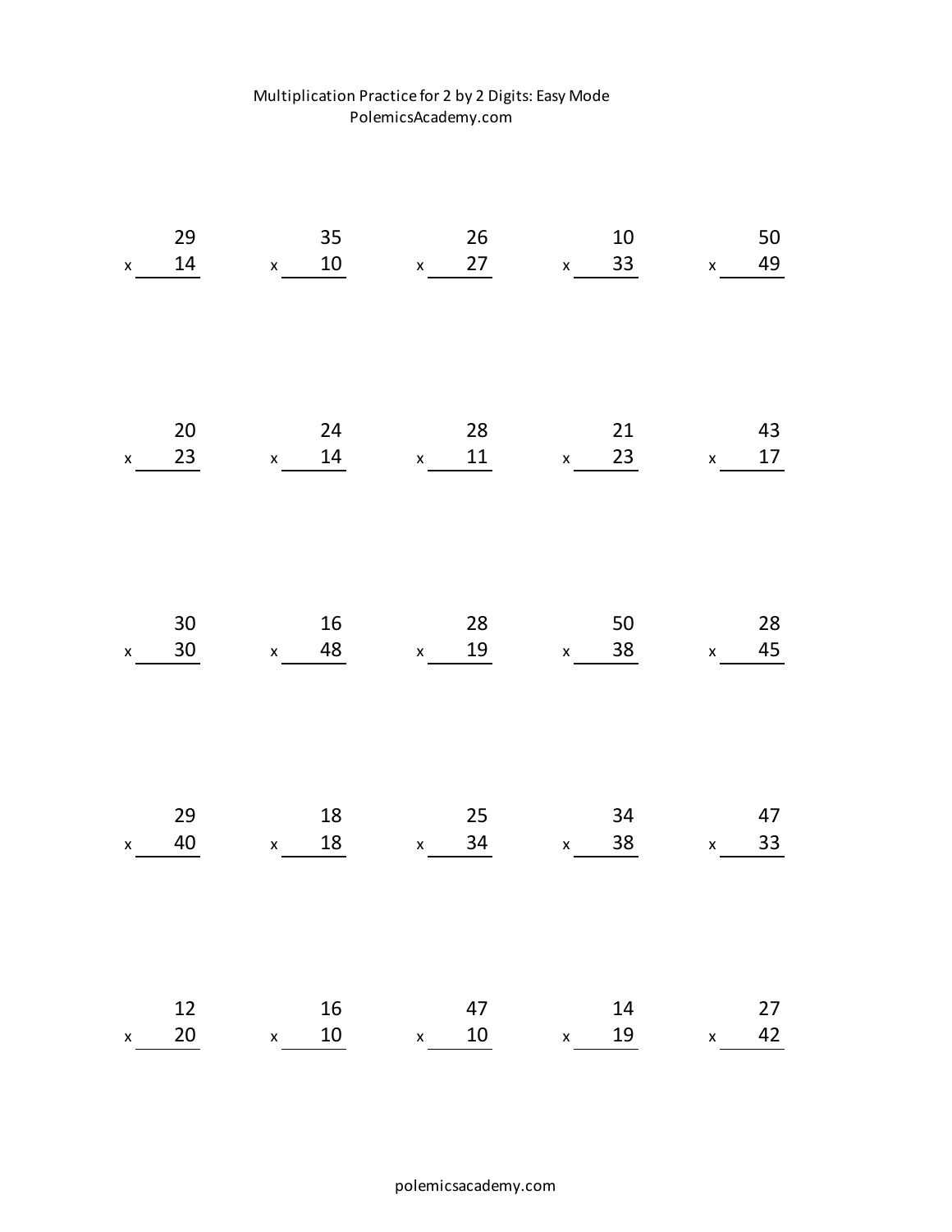Multiplication Practice for 2 by 2 Digits: Easy Mode
PolemicsAcademy.com

| | | | | |
|---|---|---|---|---|
| $29 \times 14$ | $35 \times 10$ | $26 \times 27$ | $10 \times 33$ | $50 \times 49$ |
| $20 \times 23$ | $24 \times 14$ | $28 \times 11$ | $21 \times 23$ | $43 \times 17$ |
| $30 \times 30$ | $16 \times 48$ | $28 \times 19$ | $50 \times 38$ | $28 \times 45$ |
| $29 \times 40$ | $18 \times 18$ | $25 \times 34$ | $34 \times 38$ | $47 \times 33$ |
| $12 \times 20$ | $16 \times 10$ | $47 \times 10$ | $14 \times 19$ | $27 \times 42$ |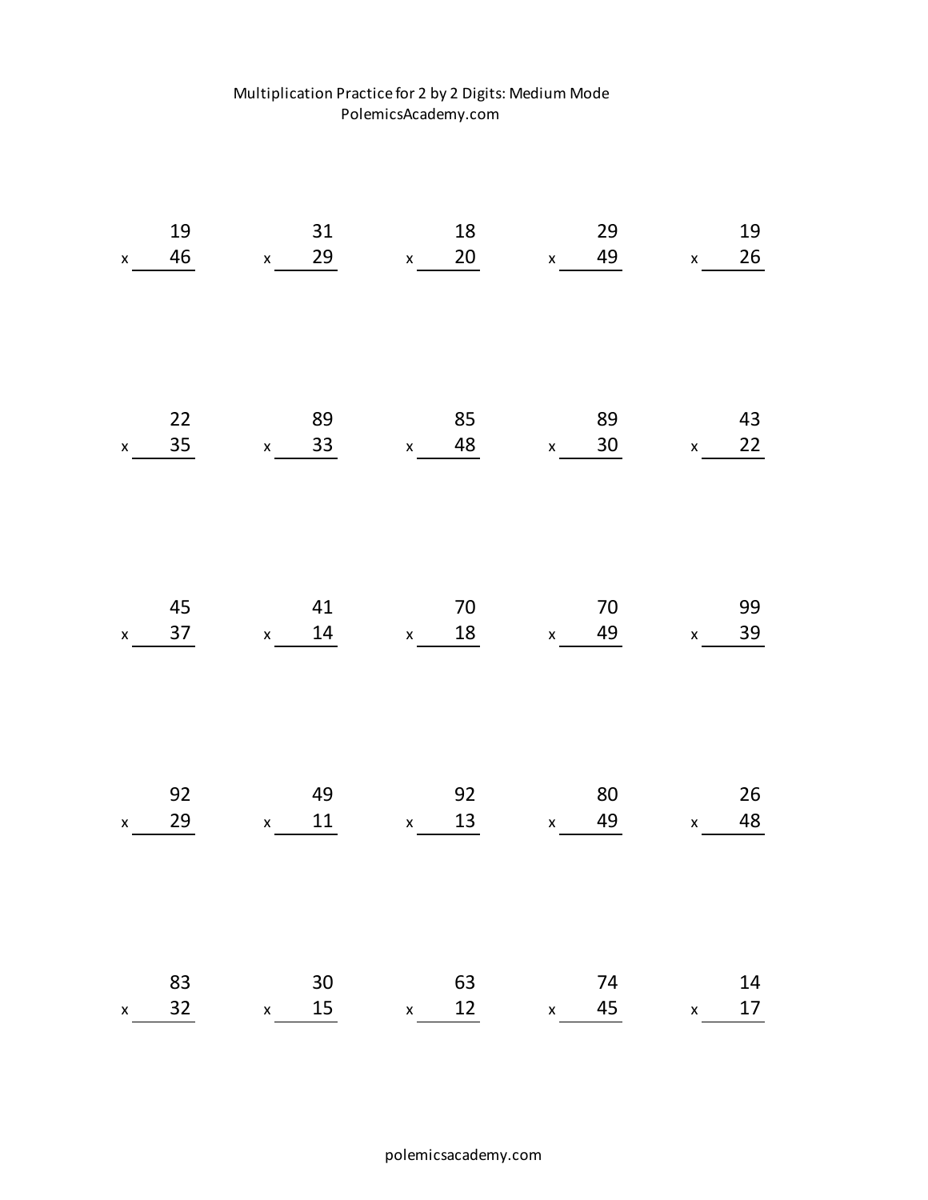Multiplication Practice for 2 by 2 Digits: Medium Mode
PolemicsAcademy.com

| | | | | |
|---|---|---|---|---|
| 19 × 46 = | 31 × 29 = | 18 × 20 = | 29 × 49 = | 19 × 26 = |
| 22 × 35 = | 89 × 33 = | 85 × 48 = | 89 × 30 = | 43 × 22 = |
| 45 × 37 = | 41 × 14 = | 70 × 18 = | 70 × 49 = | 99 × 39 = |
| 92 × 29 = | 49 × 11 = | 92 × 13 = | 80 × 49 = | 26 × 48 = |
| 83 × 32 = | 30 × 15 = | 63 × 12 = | 74 × 45 = | 14 × 17 = |

polemicsacademy.com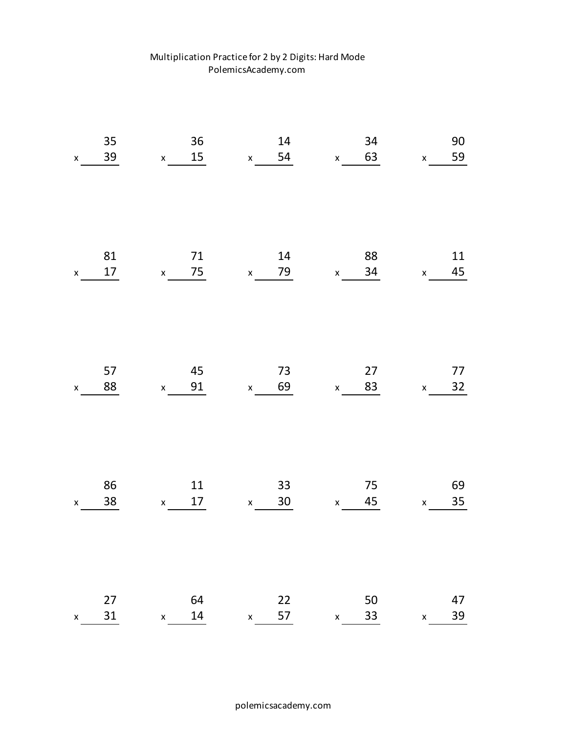Multiplication Practice for 2 by 2 Digits: Hard Mode
PolemicsAcademy.com

| | | | | |
|---|---|---|---|---|
| $35 \times 39$ | $36 \times 15$ | $14 \times 54$ | $34 \times 63$ | $90 \times 59$ |
| $81 \times 17$ | $71 \times 75$ | $14 \times 79$ | $88 \times 34$ | $11 \times 45$ |
| $57 \times 88$ | $45 \times 91$ | $73 \times 69$ | $27 \times 83$ | $77 \times 32$ |
| $86 \times 38$ | $11 \times 17$ | $33 \times 30$ | $75 \times 45$ | $69 \times 35$ |
| $27 \times 31$ | $64 \times 14$ | $22 \times 57$ | $50 \times 33$ | $47 \times 39$ |

polemicsacademy.com